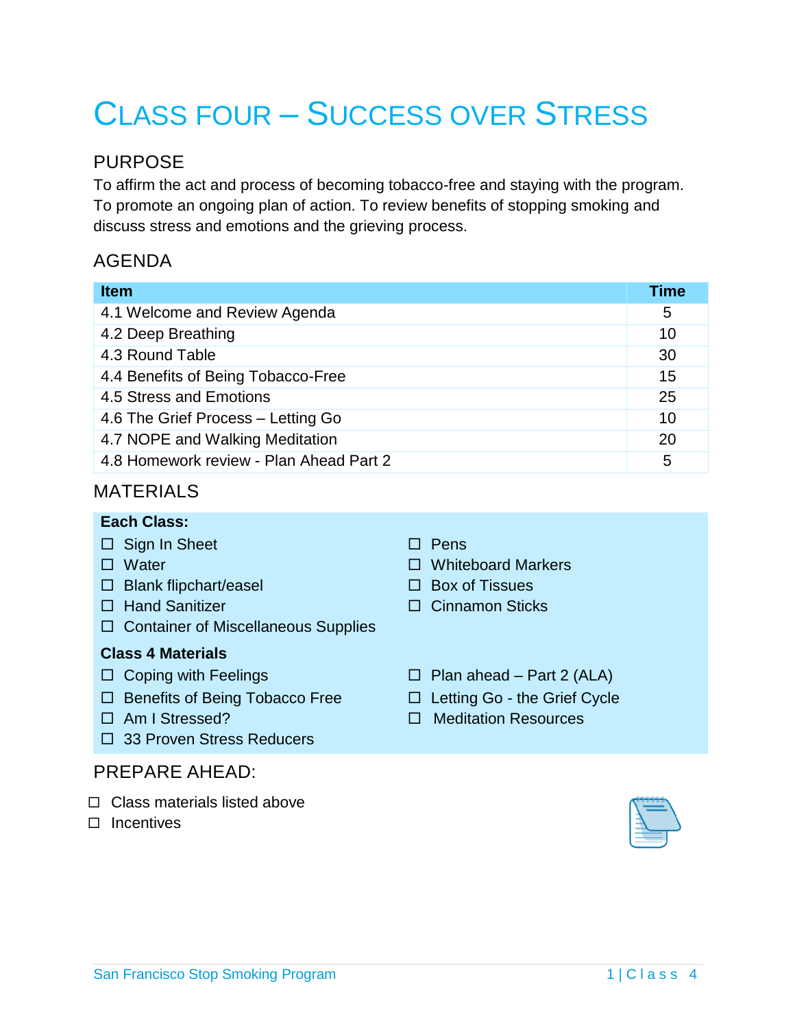# CLASS FOUR – SUCCESS OVER STRESS

## PURPOSE

To affirm the act and process of becoming tobacco-free and staying with the program. To promote an ongoing plan of action. To review benefits of stopping smoking and discuss stress and emotions and the grieving process.

## AGENDA

| Item | Time |
|---|---|
| 4.1 Welcome and Review Agenda | 5 |
| 4.2 Deep Breathing | 10 |
| 4.3 Round Table | 30 |
| 4.4 Benefits of Being Tobacco-Free | 15 |
| 4.5 Stress and Emotions | 25 |
| 4.6 The Grief Process – Letting Go | 10 |
| 4.7 NOPE and Walking Meditation | 20 |
| 4.8 Homework review - Plan Ahead Part 2 | 5 |

## MATERIALS

**Each Class:**

- ☐ Sign In Sheet
- ☐ Water
- ☐ Blank flipchart/easel
- ☐ Hand Sanitizer
- ☐ Container of Miscellaneous Supplies
- ☐ Pens
- ☐ Whiteboard Markers
- ☐ Box of Tissues
- ☐ Cinnamon Sticks

**Class 4 Materials**

- ☐ Coping with Feelings
- ☐ Benefits of Being Tobacco Free
- ☐ Am I Stressed?
- ☐ 33 Proven Stress Reducers
- ☐ Plan ahead – Part 2 (ALA)
- ☐ Letting Go - the Grief Cycle
- ☐ Meditation Resources

## PREPARE AHEAD:

- ☐ Class materials listed above
- ☐ Incentives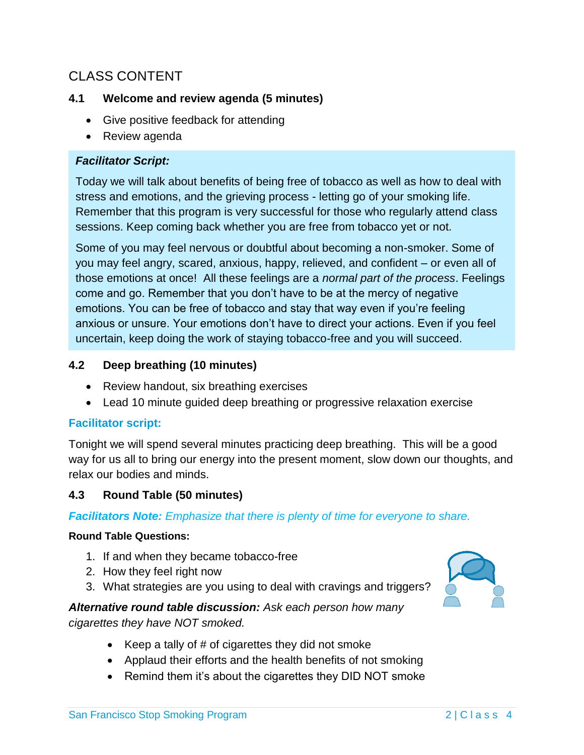## CLASS CONTENT

### 4.1 Welcome and review agenda (5 minutes)

- Give positive feedback for attending
- Review agenda

***Facilitator Script:***

Today we will talk about benefits of being free of tobacco as well as how to deal with stress and emotions, and the grieving process - letting go of your smoking life. Remember that this program is very successful for those who regularly attend class sessions. Keep coming back whether you are free from tobacco yet or not.

Some of you may feel nervous or doubtful about becoming a non-smoker. Some of you may feel angry, scared, anxious, happy, relieved, and confident – or even all of those emotions at once! All these feelings are a *normal part of the process*. Feelings come and go. Remember that you don't have to be at the mercy of negative emotions. You can be free of tobacco and stay that way even if you're feeling anxious or unsure. Your emotions don't have to direct your actions. Even if you feel uncertain, keep doing the work of staying tobacco-free and you will succeed.

### 4.2 Deep breathing (10 minutes)

- Review handout, six breathing exercises
- Lead 10 minute guided deep breathing or progressive relaxation exercise

**Facilitator script:**

Tonight we will spend several minutes practicing deep breathing. This will be a good way for us all to bring our energy into the present moment, slow down our thoughts, and relax our bodies and minds.

### 4.3 Round Table (50 minutes)

***Facilitators Note:*** *Emphasize that there is plenty of time for everyone to share.*

**Round Table Questions:**

1. If and when they became tobacco-free
2. How they feel right now
3. What strategies are you using to deal with cravings and triggers?

***Alternative round table discussion:*** *Ask each person how many cigarettes they have NOT smoked.*

- Keep a tally of # of cigarettes they did not smoke
- Applaud their efforts and the health benefits of not smoking
- Remind them it's about the cigarettes they DID NOT smoke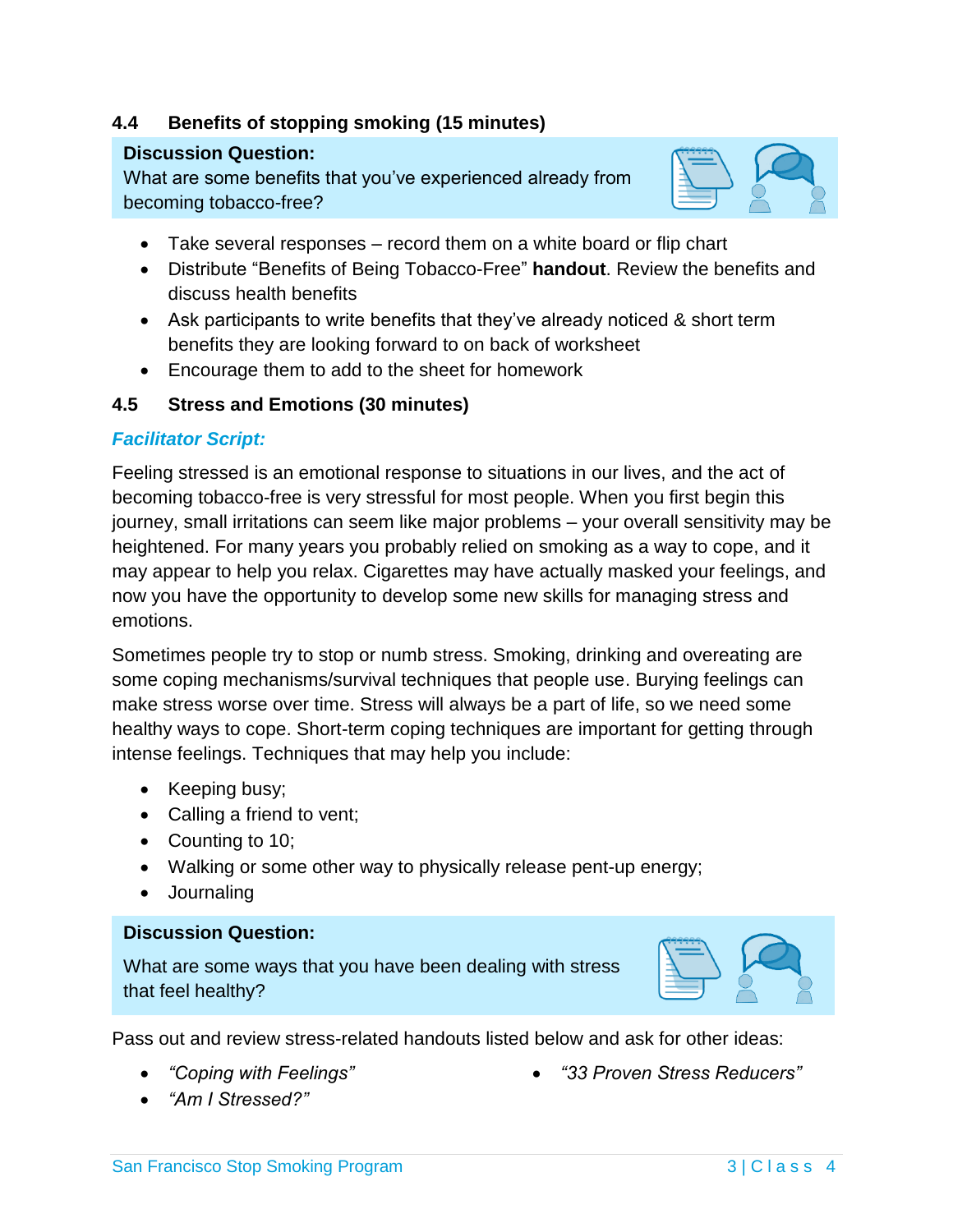### 4.4 Benefits of stopping smoking (15 minutes)

**Discussion Question:**
What are some benefits that you've experienced already from becoming tobacco-free?

- Take several responses – record them on a white board or flip chart
- Distribute "Benefits of Being Tobacco-Free" **handout**. Review the benefits and discuss health benefits
- Ask participants to write benefits that they've already noticed & short term benefits they are looking forward to on back of worksheet
- Encourage them to add to the sheet for homework

### 4.5 Stress and Emotions (30 minutes)

***Facilitator Script:***

Feeling stressed is an emotional response to situations in our lives, and the act of becoming tobacco-free is very stressful for most people. When you first begin this journey, small irritations can seem like major problems – your overall sensitivity may be heightened. For many years you probably relied on smoking as a way to cope, and it may appear to help you relax. Cigarettes may have actually masked your feelings, and now you have the opportunity to develop some new skills for managing stress and emotions.

Sometimes people try to stop or numb stress. Smoking, drinking and overeating are some coping mechanisms/survival techniques that people use. Burying feelings can make stress worse over time. Stress will always be a part of life, so we need some healthy ways to cope. Short-term coping techniques are important for getting through intense feelings. Techniques that may help you include:

- Keeping busy;
- Calling a friend to vent;
- Counting to 10;
- Walking or some other way to physically release pent-up energy;
- Journaling

**Discussion Question:**

What are some ways that you have been dealing with stress that feel healthy?

Pass out and review stress-related handouts listed below and ask for other ideas:

- *"Coping with Feelings"*
- *"Am I Stressed?"*
- *"33 Proven Stress Reducers"*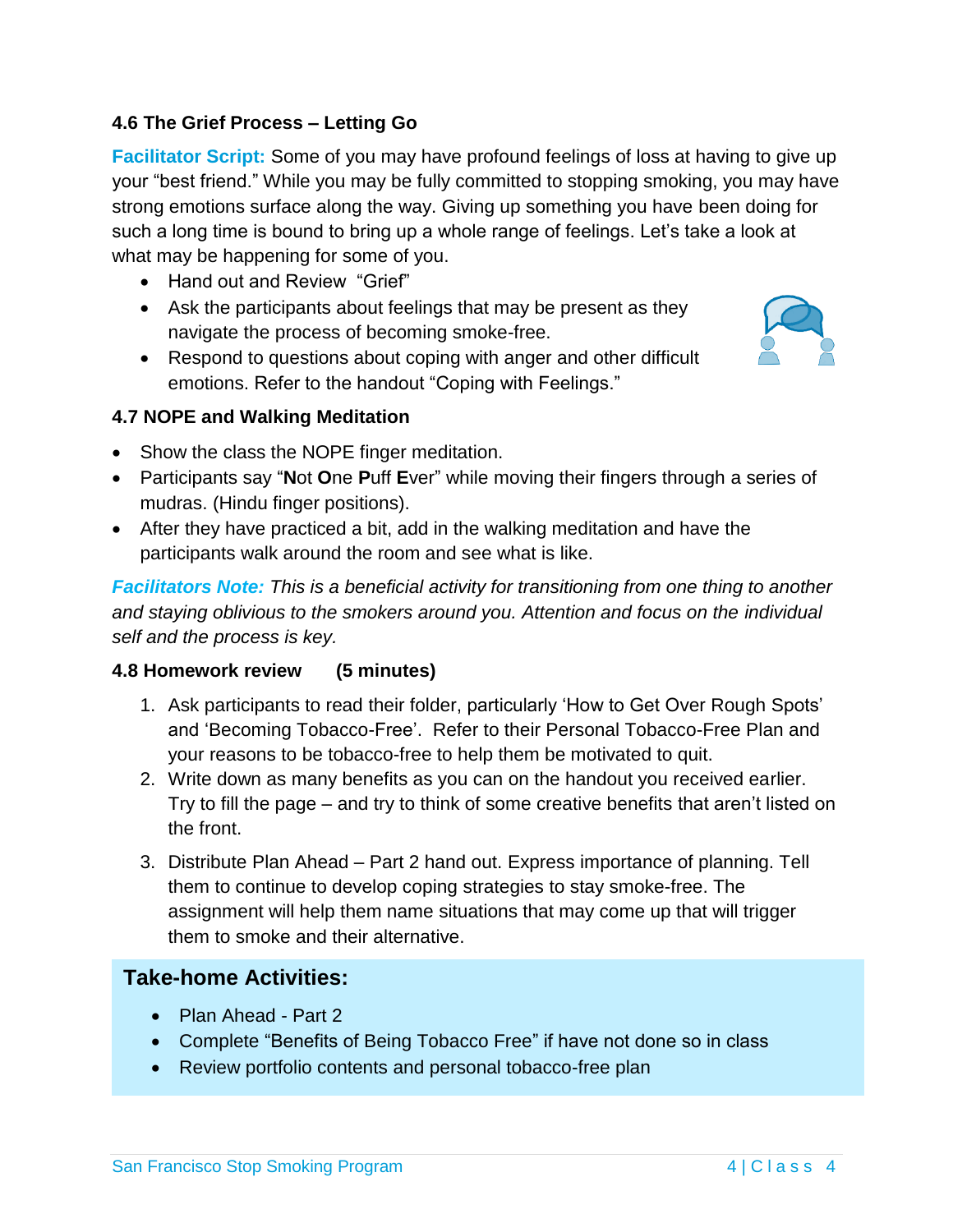### 4.6 The Grief Process – Letting Go

**Facilitator Script:** Some of you may have profound feelings of loss at having to give up your "best friend." While you may be fully committed to stopping smoking, you may have strong emotions surface along the way. Giving up something you have been doing for such a long time is bound to bring up a whole range of feelings. Let's take a look at what may be happening for some of you.

- Hand out and Review "Grief"
- Ask the participants about feelings that may be present as they navigate the process of becoming smoke-free.
- Respond to questions about coping with anger and other difficult emotions. Refer to the handout "Coping with Feelings."

### 4.7 NOPE and Walking Meditation

- Show the class the NOPE finger meditation.
- Participants say "**N**ot **O**ne **P**uff **E**ver" while moving their fingers through a series of mudras. (Hindu finger positions).
- After they have practiced a bit, add in the walking meditation and have the participants walk around the room and see what is like.

***Facilitators Note:*** *This is a beneficial activity for transitioning from one thing to another and staying oblivious to the smokers around you. Attention and focus on the individual self and the process is key.*

### 4.8 Homework review (5 minutes)

1. Ask participants to read their folder, particularly 'How to Get Over Rough Spots' and 'Becoming Tobacco-Free'. Refer to their Personal Tobacco-Free Plan and your reasons to be tobacco-free to help them be motivated to quit.
2. Write down as many benefits as you can on the handout you received earlier. Try to fill the page – and try to think of some creative benefits that aren't listed on the front.
3. Distribute Plan Ahead – Part 2 hand out. Express importance of planning. Tell them to continue to develop coping strategies to stay smoke-free. The assignment will help them name situations that may come up that will trigger them to smoke and their alternative.

## Take-home Activities:

- Plan Ahead - Part 2
- Complete "Benefits of Being Tobacco Free" if have not done so in class
- Review portfolio contents and personal tobacco-free plan